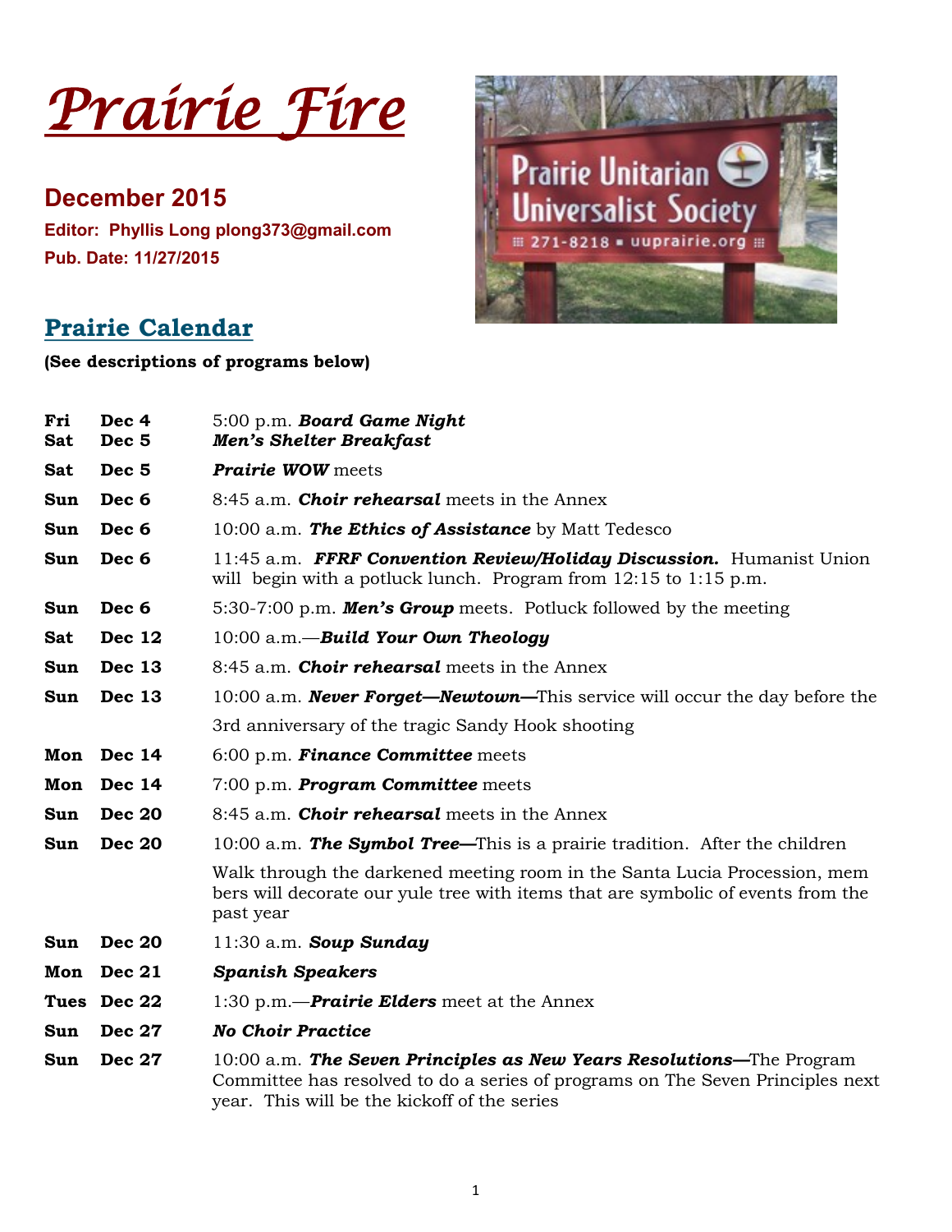# *Prairie Fire*

## December 2015

**Editor: Phyllis Long plong373@gmail.com**

**Pub. Date: 11/27/2015**

## Prairie Calendar

**(See descriptions of programs below)**

| | | |
|---|---|---|
| **Fri** | **Dec 4** | 5:00 p.m. ***Board Game Night*** |
| **Sat** | **Dec 5** | ***Men's Shelter Breakfast*** |
| **Sat** | **Dec 5** | ***Prairie WOW*** meets |
| **Sun** | **Dec 6** | 8:45 a.m. ***Choir rehearsal*** meets in the Annex |
| **Sun** | **Dec 6** | 10:00 a.m. ***The Ethics of Assistance*** by Matt Tedesco |
| **Sun** | **Dec 6** | 11:45 a.m. ***FFRF Convention Review/Holiday Discussion.*** Humanist Union will begin with a potluck lunch. Program from 12:15 to 1:15 p.m. |
| **Sun** | **Dec 6** | 5:30-7:00 p.m. ***Men's Group*** meets. Potluck followed by the meeting |
| **Sat** | **Dec 12** | 10:00 a.m.—***Build Your Own Theology*** |
| **Sun** | **Dec 13** | 8:45 a.m. ***Choir rehearsal*** meets in the Annex |
| **Sun** | **Dec 13** | 10:00 a.m. ***Never Forget—Newtown—***This service will occur the day before the 3rd anniversary of the tragic Sandy Hook shooting |
| **Mon** | **Dec 14** | 6:00 p.m. ***Finance Committee*** meets |
| **Mon** | **Dec 14** | 7:00 p.m. ***Program Committee*** meets |
| **Sun** | **Dec 20** | 8:45 a.m. ***Choir rehearsal*** meets in the Annex |
| **Sun** | **Dec 20** | 10:00 a.m. ***The Symbol Tree—***This is a prairie tradition. After the children Walk through the darkened meeting room in the Santa Lucia Procession, mem bers will decorate our yule tree with items that are symbolic of events from the past year |
| **Sun** | **Dec 20** | 11:30 a.m. ***Soup Sunday*** |
| **Mon** | **Dec 21** | ***Spanish Speakers*** |
| **Tues** | **Dec 22** | 1:30 p.m.—***Prairie Elders*** meet at the Annex |
| **Sun** | **Dec 27** | ***No Choir Practice*** |
| **Sun** | **Dec 27** | 10:00 a.m. ***The Seven Principles as New Years Resolutions—***The Program Committee has resolved to do a series of programs on The Seven Principles next year. This will be the kickoff of the series |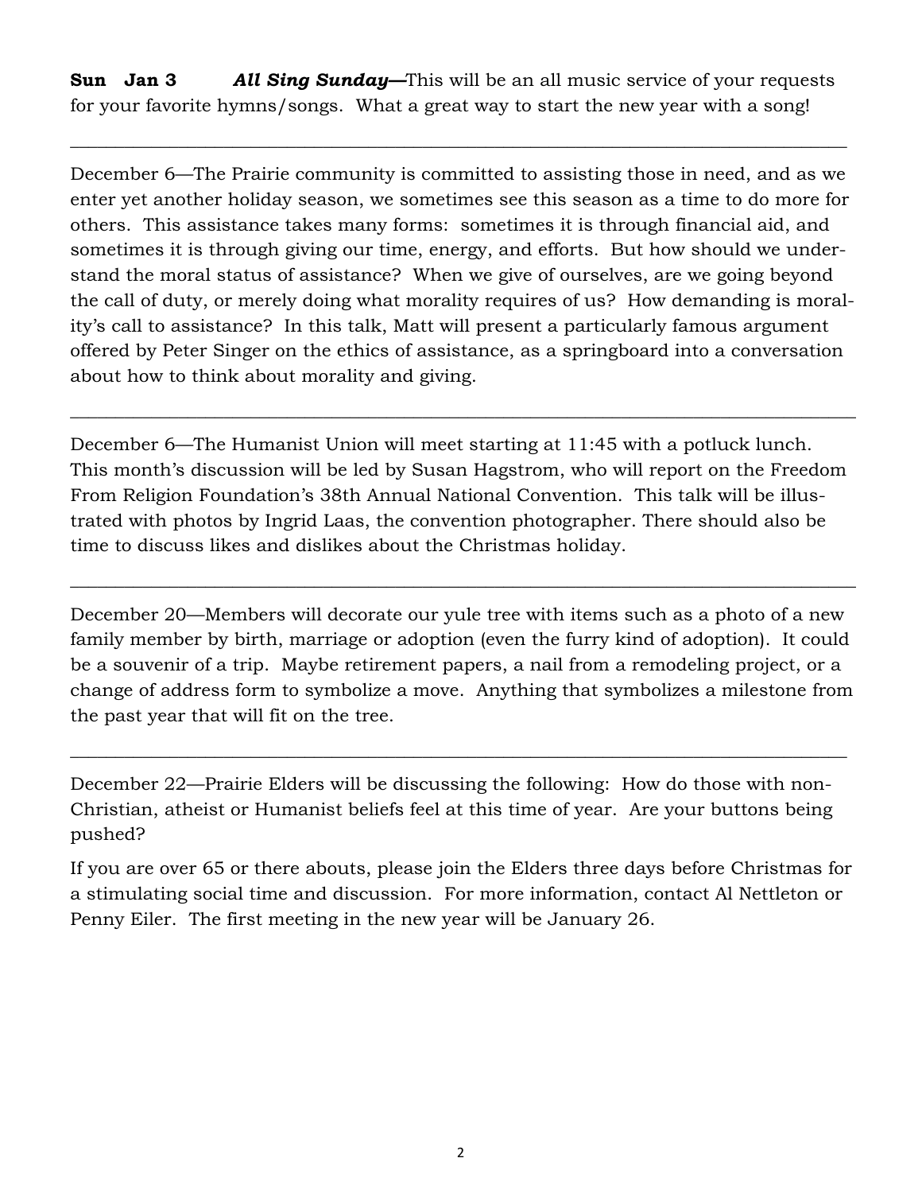**Sun Jan 3** ***All Sing Sunday—***This will be an all music service of your requests for your favorite hymns/songs. What a great way to start the new year with a song!

---

December 6—The Prairie community is committed to assisting those in need, and as we enter yet another holiday season, we sometimes see this season as a time to do more for others. This assistance takes many forms: sometimes it is through financial aid, and sometimes it is through giving our time, energy, and efforts. But how should we understand the moral status of assistance? When we give of ourselves, are we going beyond the call of duty, or merely doing what morality requires of us? How demanding is morality's call to assistance? In this talk, Matt will present a particularly famous argument offered by Peter Singer on the ethics of assistance, as a springboard into a conversation about how to think about morality and giving.

---

December 6—The Humanist Union will meet starting at 11:45 with a potluck lunch. This month's discussion will be led by Susan Hagstrom, who will report on the Freedom From Religion Foundation's 38th Annual National Convention. This talk will be illustrated with photos by Ingrid Laas, the convention photographer. There should also be time to discuss likes and dislikes about the Christmas holiday.

---

December 20—Members will decorate our yule tree with items such as a photo of a new family member by birth, marriage or adoption (even the furry kind of adoption). It could be a souvenir of a trip. Maybe retirement papers, a nail from a remodeling project, or a change of address form to symbolize a move. Anything that symbolizes a milestone from the past year that will fit on the tree.

---

December 22—Prairie Elders will be discussing the following: How do those with non-Christian, atheist or Humanist beliefs feel at this time of year. Are your buttons being pushed?

If you are over 65 or there abouts, please join the Elders three days before Christmas for a stimulating social time and discussion. For more information, contact Al Nettleton or Penny Eiler. The first meeting in the new year will be January 26.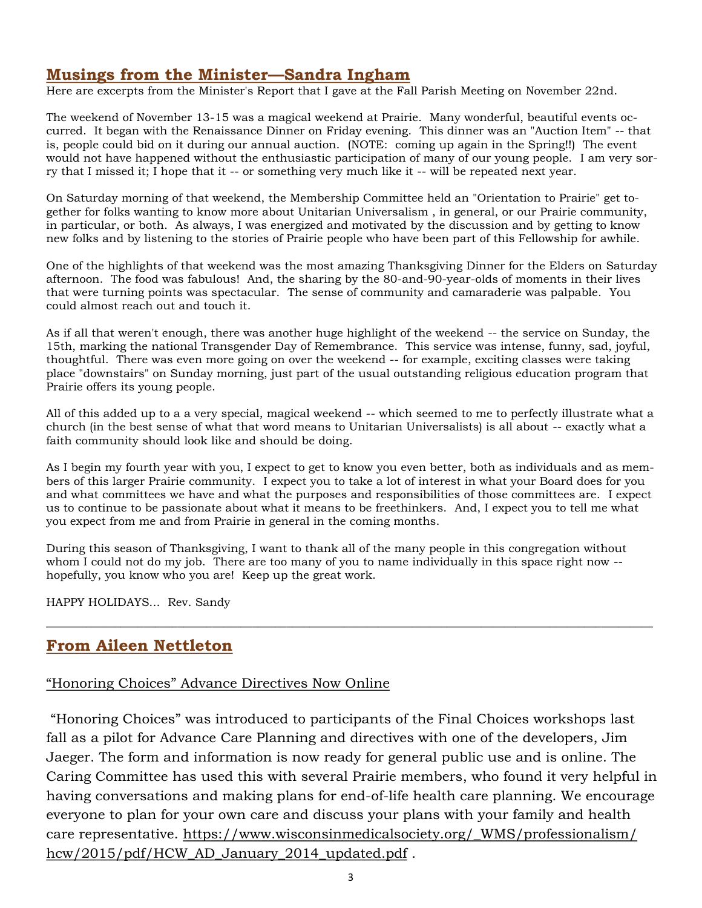## Musings from the Minister—Sandra Ingham

Here are excerpts from the Minister's Report that I gave at the Fall Parish Meeting on November 22nd.

The weekend of November 13-15 was a magical weekend at Prairie. Many wonderful, beautiful events occurred. It began with the Renaissance Dinner on Friday evening. This dinner was an "Auction Item" -- that is, people could bid on it during our annual auction. (NOTE: coming up again in the Spring!!) The event would not have happened without the enthusiastic participation of many of our young people. I am very sorry that I missed it; I hope that it -- or something very much like it -- will be repeated next year.

On Saturday morning of that weekend, the Membership Committee held an "Orientation to Prairie" get together for folks wanting to know more about Unitarian Universalism , in general, or our Prairie community, in particular, or both. As always, I was energized and motivated by the discussion and by getting to know new folks and by listening to the stories of Prairie people who have been part of this Fellowship for awhile.

One of the highlights of that weekend was the most amazing Thanksgiving Dinner for the Elders on Saturday afternoon. The food was fabulous! And, the sharing by the 80-and-90-year-olds of moments in their lives that were turning points was spectacular. The sense of community and camaraderie was palpable. You could almost reach out and touch it.

As if all that weren't enough, there was another huge highlight of the weekend -- the service on Sunday, the 15th, marking the national Transgender Day of Remembrance. This service was intense, funny, sad, joyful, thoughtful. There was even more going on over the weekend -- for example, exciting classes were taking place "downstairs" on Sunday morning, just part of the usual outstanding religious education program that Prairie offers its young people.

All of this added up to a a very special, magical weekend -- which seemed to me to perfectly illustrate what a church (in the best sense of what that word means to Unitarian Universalists) is all about -- exactly what a faith community should look like and should be doing.

As I begin my fourth year with you, I expect to get to know you even better, both as individuals and as members of this larger Prairie community. I expect you to take a lot of interest in what your Board does for you and what committees we have and what the purposes and responsibilities of those committees are. I expect us to continue to be passionate about what it means to be freethinkers. And, I expect you to tell me what you expect from me and from Prairie in general in the coming months.

During this season of Thanksgiving, I want to thank all of the many people in this congregation without whom I could not do my job. There are too many of you to name individually in this space right now -- hopefully, you know who you are! Keep up the great work.

HAPPY HOLIDAYS... Rev. Sandy

---

## From Aileen Nettleton

"Honoring Choices" Advance Directives Now Online

"Honoring Choices" was introduced to participants of the Final Choices workshops last fall as a pilot for Advance Care Planning and directives with one of the developers, Jim Jaeger. The form and information is now ready for general public use and is online. The Caring Committee has used this with several Prairie members, who found it very helpful in having conversations and making plans for end-of-life health care planning. We encourage everyone to plan for your own care and discuss your plans with your family and health care representative. https://www.wisconsinmedicalsociety.org/_WMS/professionalism/hcw/2015/pdf/HCW_AD_January_2014_updated.pdf .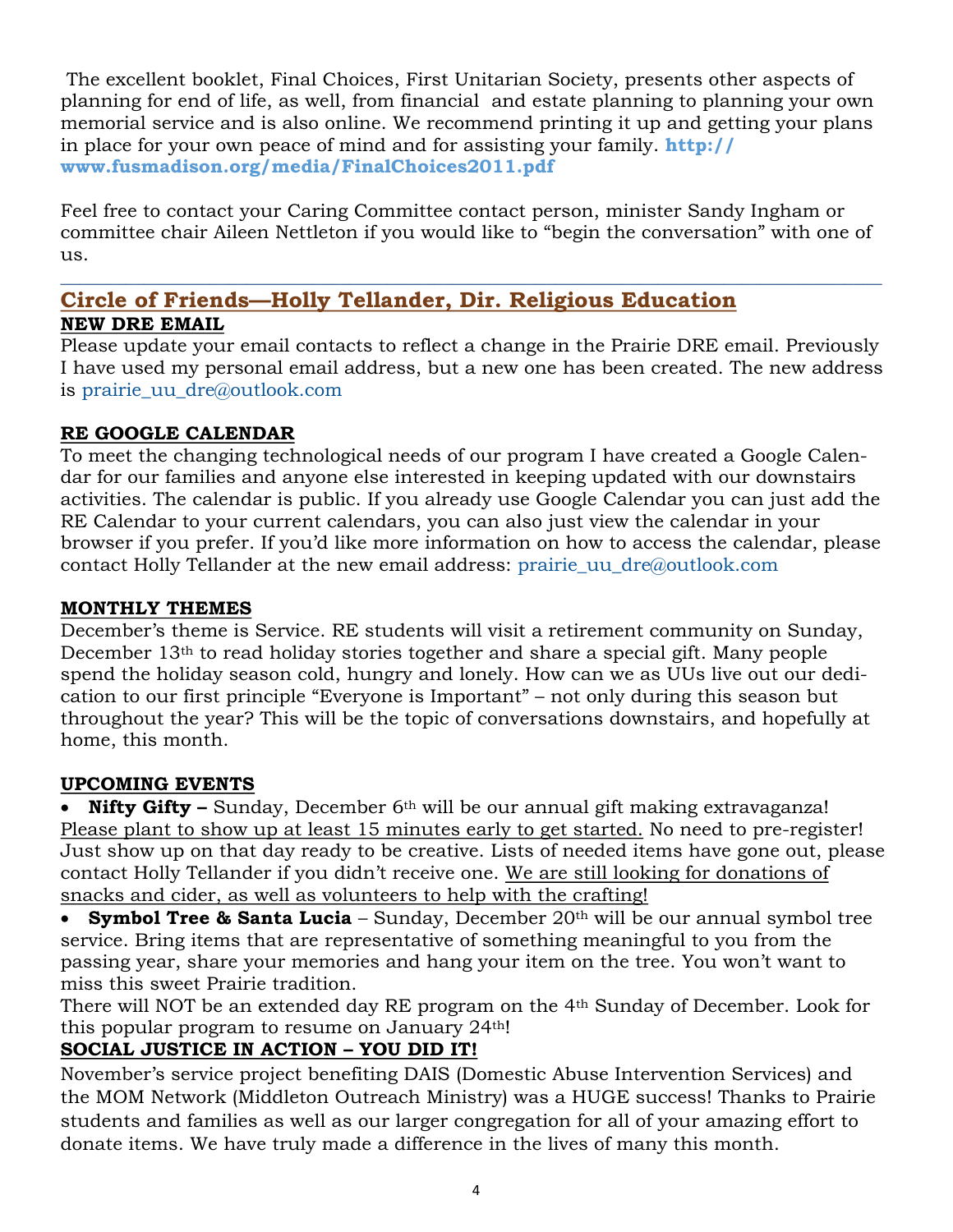The excellent booklet, Final Choices, First Unitarian Society, presents other aspects of planning for end of life, as well, from financial and estate planning to planning your own memorial service and is also online. We recommend printing it up and getting your plans in place for your own peace of mind and for assisting your family. **http://www.fusmadison.org/media/FinalChoices2011.pdf**

Feel free to contact your Caring Committee contact person, minister Sandy Ingham or committee chair Aileen Nettleton if you would like to "begin the conversation" with one of us.

---

## Circle of Friends—Holly Tellander, Dir. Religious Education

**NEW DRE EMAIL**

Please update your email contacts to reflect a change in the Prairie DRE email. Previously I have used my personal email address, but a new one has been created. The new address is prairie_uu_dre@outlook.com

**RE GOOGLE CALENDAR**

To meet the changing technological needs of our program I have created a Google Calendar for our families and anyone else interested in keeping updated with our downstairs activities. The calendar is public. If you already use Google Calendar you can just add the RE Calendar to your current calendars, you can also just view the calendar in your browser if you prefer. If you'd like more information on how to access the calendar, please contact Holly Tellander at the new email address: prairie_uu_dre@outlook.com

**MONTHLY THEMES**

December's theme is Service. RE students will visit a retirement community on Sunday, December 13th to read holiday stories together and share a special gift. Many people spend the holiday season cold, hungry and lonely. How can we as UUs live out our dedication to our first principle "Everyone is Important" – not only during this season but throughout the year? This will be the topic of conversations downstairs, and hopefully at home, this month.

**UPCOMING EVENTS**

- **Nifty Gifty –** Sunday, December 6th will be our annual gift making extravaganza! Please plant to show up at least 15 minutes early to get started. No need to pre-register! Just show up on that day ready to be creative. Lists of needed items have gone out, please contact Holly Tellander if you didn't receive one. We are still looking for donations of snacks and cider, as well as volunteers to help with the crafting!
- **Symbol Tree & Santa Lucia** – Sunday, December 20th will be our annual symbol tree service. Bring items that are representative of something meaningful to you from the passing year, share your memories and hang your item on the tree. You won't want to miss this sweet Prairie tradition.

There will NOT be an extended day RE program on the 4th Sunday of December. Look for this popular program to resume on January 24th!

**SOCIAL JUSTICE IN ACTION – YOU DID IT!**

November's service project benefiting DAIS (Domestic Abuse Intervention Services) and the MOM Network (Middleton Outreach Ministry) was a HUGE success! Thanks to Prairie students and families as well as our larger congregation for all of your amazing effort to donate items. We have truly made a difference in the lives of many this month.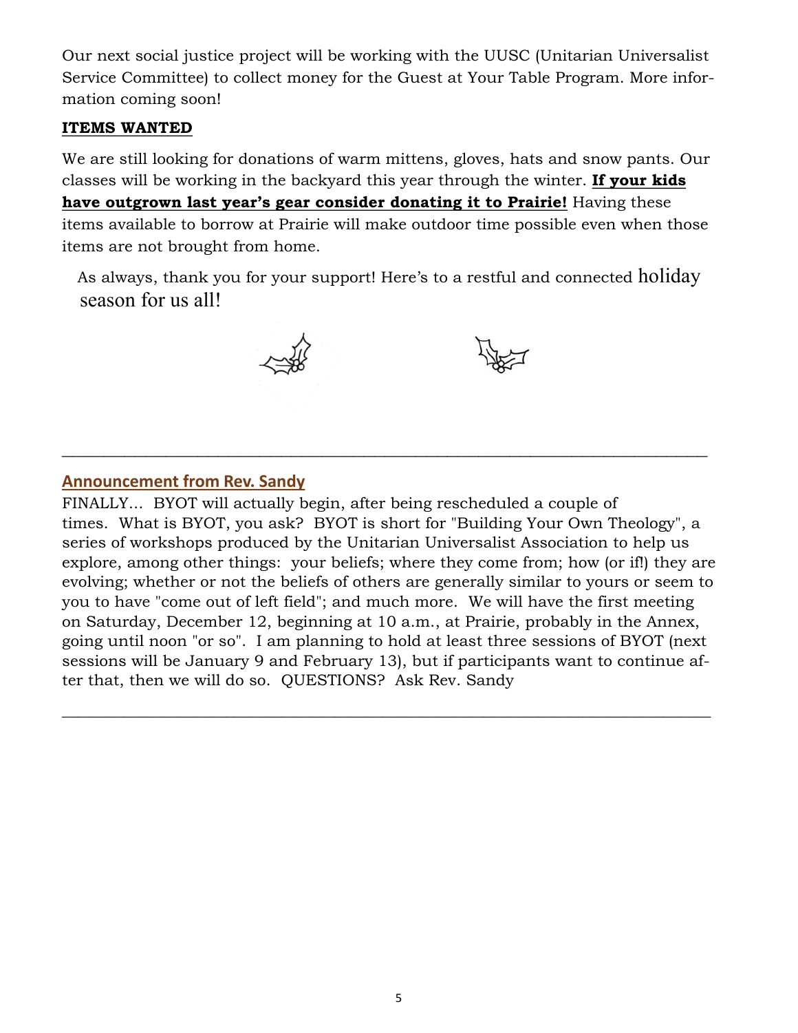Our next social justice project will be working with the UUSC (Unitarian Universalist Service Committee) to collect money for the Guest at Your Table Program. More information coming soon!

**ITEMS WANTED**

We are still looking for donations of warm mittens, gloves, hats and snow pants. Our classes will be working in the backyard this year through the winter. **If your kids have outgrown last year's gear consider donating it to Prairie!** Having these items available to borrow at Prairie will make outdoor time possible even when those items are not brought from home.

As always, thank you for your support! Here's to a restful and connected holiday season for us all!

---

## Announcement from Rev. Sandy

FINALLY... BYOT will actually begin, after being rescheduled a couple of times. What is BYOT, you ask? BYOT is short for "Building Your Own Theology", a series of workshops produced by the Unitarian Universalist Association to help us explore, among other things: your beliefs; where they come from; how (or if!) they are evolving; whether or not the beliefs of others are generally similar to yours or seem to you to have "come out of left field"; and much more. We will have the first meeting on Saturday, December 12, beginning at 10 a.m., at Prairie, probably in the Annex, going until noon "or so". I am planning to hold at least three sessions of BYOT (next sessions will be January 9 and February 13), but if participants want to continue after that, then we will do so. QUESTIONS? Ask Rev. Sandy

---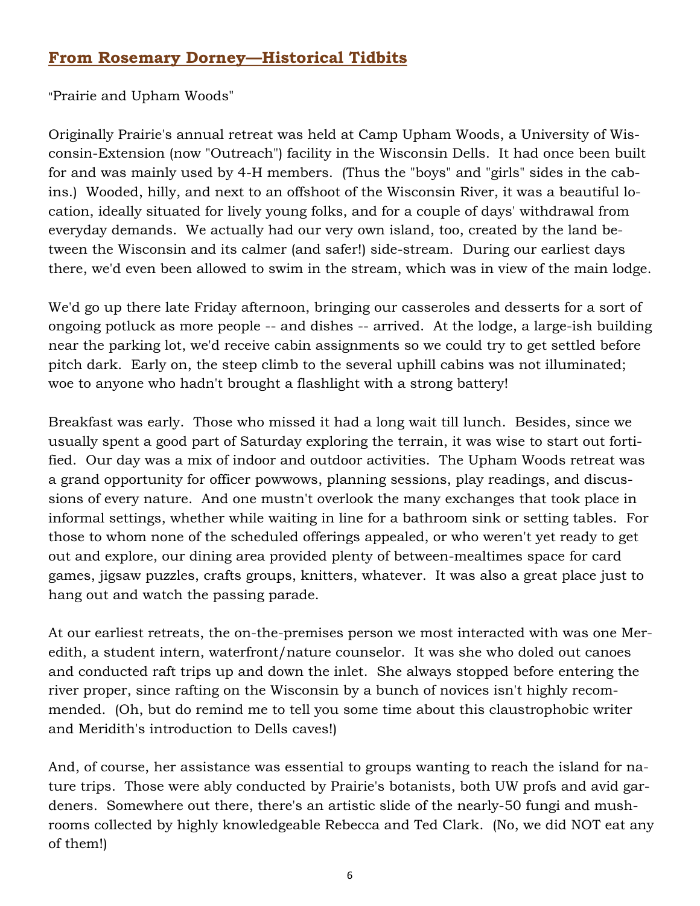## From Rosemary Dorney—Historical Tidbits

"Prairie and Upham Woods"

Originally Prairie's annual retreat was held at Camp Upham Woods, a University of Wisconsin-Extension (now "Outreach") facility in the Wisconsin Dells. It had once been built for and was mainly used by 4-H members. (Thus the "boys" and "girls" sides in the cabins.) Wooded, hilly, and next to an offshoot of the Wisconsin River, it was a beautiful location, ideally situated for lively young folks, and for a couple of days' withdrawal from everyday demands. We actually had our very own island, too, created by the land between the Wisconsin and its calmer (and safer!) side-stream. During our earliest days there, we'd even been allowed to swim in the stream, which was in view of the main lodge.

We'd go up there late Friday afternoon, bringing our casseroles and desserts for a sort of ongoing potluck as more people -- and dishes -- arrived. At the lodge, a large-ish building near the parking lot, we'd receive cabin assignments so we could try to get settled before pitch dark. Early on, the steep climb to the several uphill cabins was not illuminated; woe to anyone who hadn't brought a flashlight with a strong battery!

Breakfast was early. Those who missed it had a long wait till lunch. Besides, since we usually spent a good part of Saturday exploring the terrain, it was wise to start out fortified. Our day was a mix of indoor and outdoor activities. The Upham Woods retreat was a grand opportunity for officer powwows, planning sessions, play readings, and discussions of every nature. And one mustn't overlook the many exchanges that took place in informal settings, whether while waiting in line for a bathroom sink or setting tables. For those to whom none of the scheduled offerings appealed, or who weren't yet ready to get out and explore, our dining area provided plenty of between-mealtimes space for card games, jigsaw puzzles, crafts groups, knitters, whatever. It was also a great place just to hang out and watch the passing parade.

At our earliest retreats, the on-the-premises person we most interacted with was one Meredith, a student intern, waterfront/nature counselor. It was she who doled out canoes and conducted raft trips up and down the inlet. She always stopped before entering the river proper, since rafting on the Wisconsin by a bunch of novices isn't highly recommended. (Oh, but do remind me to tell you some time about this claustrophobic writer and Meridith's introduction to Dells caves!)

And, of course, her assistance was essential to groups wanting to reach the island for nature trips. Those were ably conducted by Prairie's botanists, both UW profs and avid gardeners. Somewhere out there, there's an artistic slide of the nearly-50 fungi and mushrooms collected by highly knowledgeable Rebecca and Ted Clark. (No, we did NOT eat any of them!)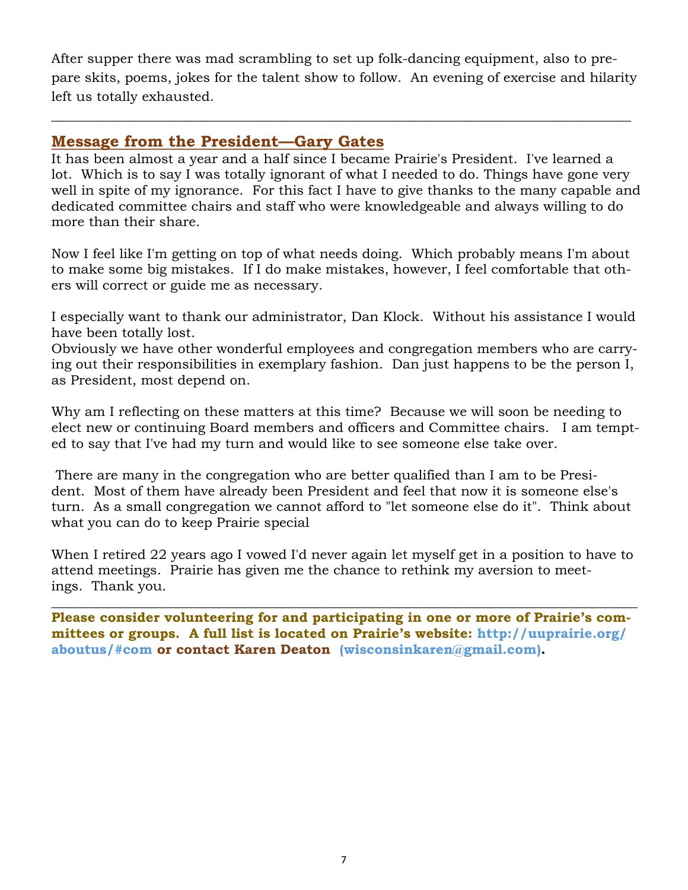After supper there was mad scrambling to set up folk-dancing equipment, also to prepare skits, poems, jokes for the talent show to follow. An evening of exercise and hilarity left us totally exhausted.

---

## Message from the President—Gary Gates

It has been almost a year and a half since I became Prairie's President. I've learned a lot. Which is to say I was totally ignorant of what I needed to do. Things have gone very well in spite of my ignorance. For this fact I have to give thanks to the many capable and dedicated committee chairs and staff who were knowledgeable and always willing to do more than their share.

Now I feel like I'm getting on top of what needs doing. Which probably means I'm about to make some big mistakes. If I do make mistakes, however, I feel comfortable that others will correct or guide me as necessary.

I especially want to thank our administrator, Dan Klock. Without his assistance I would have been totally lost.
Obviously we have other wonderful employees and congregation members who are carrying out their responsibilities in exemplary fashion. Dan just happens to be the person I, as President, most depend on.

Why am I reflecting on these matters at this time? Because we will soon be needing to elect new or continuing Board members and officers and Committee chairs. I am tempted to say that I've had my turn and would like to see someone else take over.

There are many in the congregation who are better qualified than I am to be President. Most of them have already been President and feel that now it is someone else's turn. As a small congregation we cannot afford to "let someone else do it". Think about what you can do to keep Prairie special

When I retired 22 years ago I vowed I'd never again let myself get in a position to have to attend meetings. Prairie has given me the chance to rethink my aversion to meetings. Thank you.

---

**Please consider volunteering for and participating in one or more of Prairie's committees or groups. A full list is located on Prairie's website: http://uuprairie.org/aboutus/#com or contact Karen Deaton (wisconsinkaren@gmail.com).**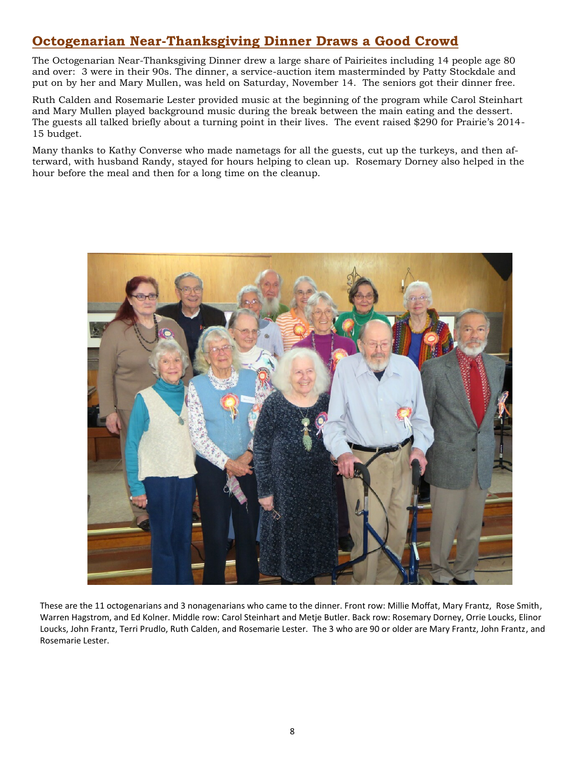## Octogenarian Near-Thanksgiving Dinner Draws a Good Crowd

The Octogenarian Near-Thanksgiving Dinner drew a large share of Pairieites including 14 people age 80 and over: 3 were in their 90s. The dinner, a service-auction item masterminded by Patty Stockdale and put on by her and Mary Mullen, was held on Saturday, November 14. The seniors got their dinner free.

Ruth Calden and Rosemarie Lester provided music at the beginning of the program while Carol Steinhart and Mary Mullen played background music during the break between the main eating and the dessert. The guests all talked briefly about a turning point in their lives. The event raised $290 for Prairie's 2014-15 budget.

Many thanks to Kathy Converse who made nametags for all the guests, cut up the turkeys, and then afterward, with husband Randy, stayed for hours helping to clean up. Rosemary Dorney also helped in the hour before the meal and then for a long time on the cleanup.

These are the 11 octogenarians and 3 nonagenarians who came to the dinner. Front row: Millie Moffat, Mary Frantz, Rose Smith, Warren Hagstrom, and Ed Kolner. Middle row: Carol Steinhart and Metje Butler. Back row: Rosemary Dorney, Orrie Loucks, Elinor Loucks, John Frantz, Terri Prudlo, Ruth Calden, and Rosemarie Lester. The 3 who are 90 or older are Mary Frantz, John Frantz, and Rosemarie Lester.